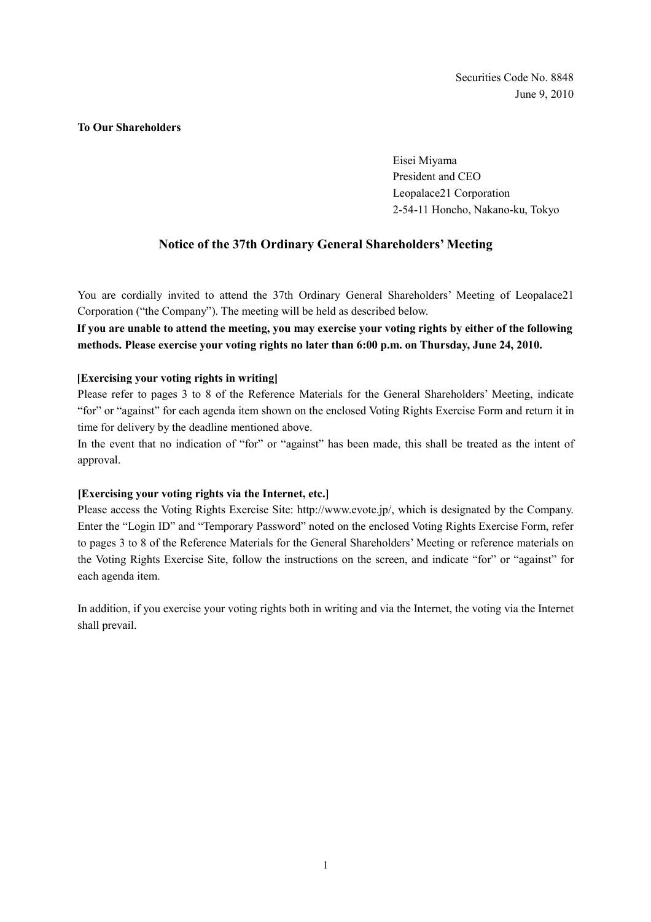Securities Code No. 8848
June 9, 2010

**To Our Shareholders**

Eisei Miyama
President and CEO
Leopalace21 Corporation
2-54-11 Honcho, Nakano-ku, Tokyo

## Notice of the 37th Ordinary General Shareholders' Meeting

You are cordially invited to attend the 37th Ordinary General Shareholders' Meeting of Leopalace21 Corporation ("the Company"). The meeting will be held as described below.

**If you are unable to attend the meeting, you may exercise your voting rights by either of the following methods. Please exercise your voting rights no later than 6:00 p.m. on Thursday, June 24, 2010.**

**[Exercising your voting rights in writing]**

Please refer to pages 3 to 8 of the Reference Materials for the General Shareholders' Meeting, indicate "for" or "against" for each agenda item shown on the enclosed Voting Rights Exercise Form and return it in time for delivery by the deadline mentioned above.

In the event that no indication of "for" or "against" has been made, this shall be treated as the intent of approval.

**[Exercising your voting rights via the Internet, etc.]**

Please access the Voting Rights Exercise Site: http://www.evote.jp/, which is designated by the Company. Enter the "Login ID" and "Temporary Password" noted on the enclosed Voting Rights Exercise Form, refer to pages 3 to 8 of the Reference Materials for the General Shareholders' Meeting or reference materials on the Voting Rights Exercise Site, follow the instructions on the screen, and indicate "for" or "against" for each agenda item.

In addition, if you exercise your voting rights both in writing and via the Internet, the voting via the Internet shall prevail.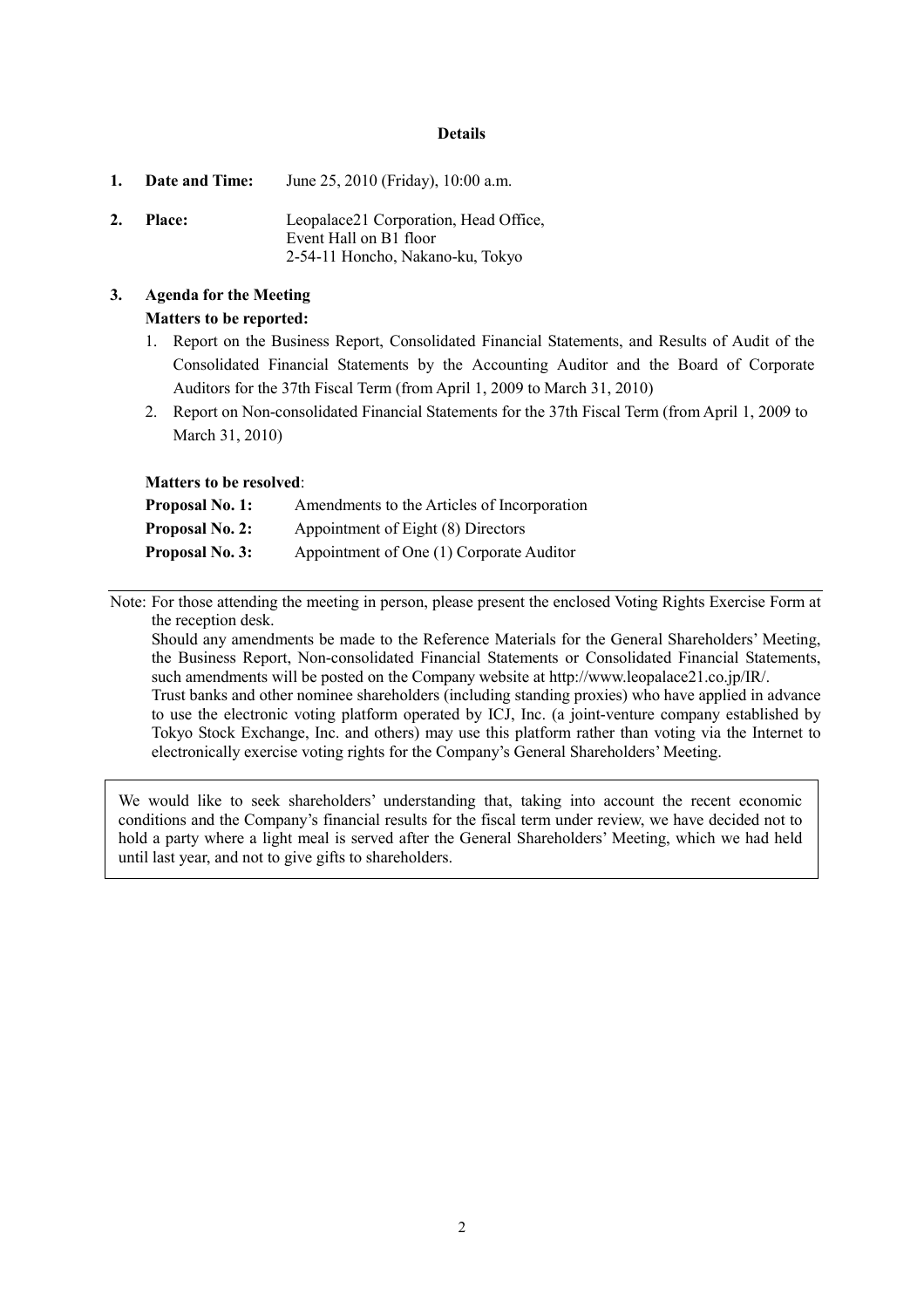## Details

1. **Date and Time:** June 25, 2010 (Friday), 10:00 a.m.

2. **Place:** Leopalace21 Corporation, Head Office,
   Event Hall on B1 floor
   2-54-11 Honcho, Nakano-ku, Tokyo

3. **Agenda for the Meeting**

   **Matters to be reported:**

   1. Report on the Business Report, Consolidated Financial Statements, and Results of Audit of the Consolidated Financial Statements by the Accounting Auditor and the Board of Corporate Auditors for the 37th Fiscal Term (from April 1, 2009 to March 31, 2010)
   2. Report on Non-consolidated Financial Statements for the 37th Fiscal Term (from April 1, 2009 to March 31, 2010)

   **Matters to be resolved**:

   **Proposal No. 1:** Amendments to the Articles of Incorporation
   **Proposal No. 2:** Appointment of Eight (8) Directors
   **Proposal No. 3:** Appointment of One (1) Corporate Auditor

---

Note: For those attending the meeting in person, please present the enclosed Voting Rights Exercise Form at the reception desk.
Should any amendments be made to the Reference Materials for the General Shareholders' Meeting, the Business Report, Non-consolidated Financial Statements or Consolidated Financial Statements, such amendments will be posted on the Company website at http://www.leopalace21.co.jp/IR/.
Trust banks and other nominee shareholders (including standing proxies) who have applied in advance to use the electronic voting platform operated by ICJ, Inc. (a joint-venture company established by Tokyo Stock Exchange, Inc. and others) may use this platform rather than voting via the Internet to electronically exercise voting rights for the Company's General Shareholders' Meeting.

We would like to seek shareholders' understanding that, taking into account the recent economic conditions and the Company's financial results for the fiscal term under review, we have decided not to hold a party where a light meal is served after the General Shareholders' Meeting, which we had held until last year, and not to give gifts to shareholders.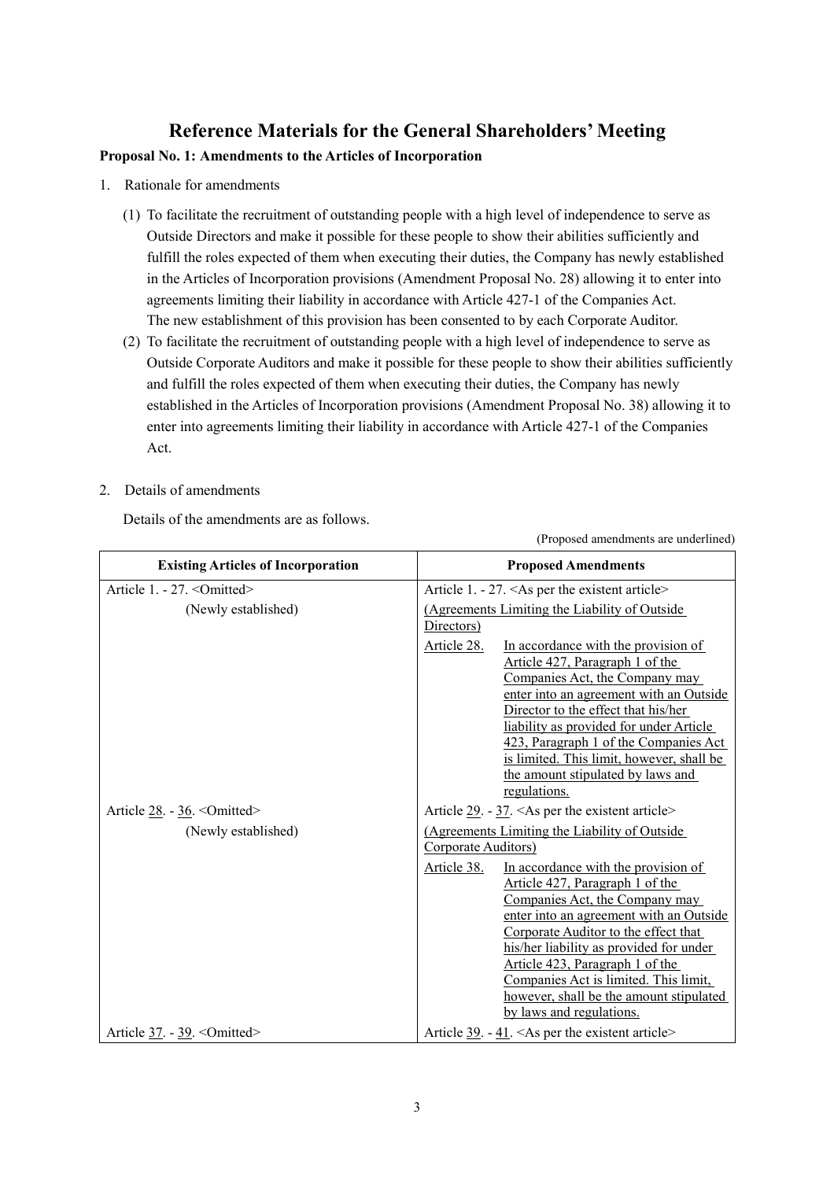# Reference Materials for the General Shareholders' Meeting

**Proposal No. 1: Amendments to the Articles of Incorporation**

1. Rationale for amendments

   (1) To facilitate the recruitment of outstanding people with a high level of independence to serve as Outside Directors and make it possible for these people to show their abilities sufficiently and fulfill the roles expected of them when executing their duties, the Company has newly established in the Articles of Incorporation provisions (Amendment Proposal No. 28) allowing it to enter into agreements limiting their liability in accordance with Article 427-1 of the Companies Act.
   The new establishment of this provision has been consented to by each Corporate Auditor.

   (2) To facilitate the recruitment of outstanding people with a high level of independence to serve as Outside Corporate Auditors and make it possible for these people to show their abilities sufficiently and fulfill the roles expected of them when executing their duties, the Company has newly established in the Articles of Incorporation provisions (Amendment Proposal No. 38) allowing it to enter into agreements limiting their liability in accordance with Article 427-1 of the Companies Act.

2. Details of amendments

   Details of the amendments are as follows.

(Proposed amendments are underlined)

| Existing Articles of Incorporation | Proposed Amendments |
|---|---|
| Article 1. - 27. <Omitted> | Article 1. - 27. <As per the existent article> |
| (Newly established) | <u>(Agreements Limiting the Liability of Outside Directors)</u><br><u>Article 28.</u> <u>In accordance with the provision of Article 427, Paragraph 1 of the Companies Act, the Company may enter into an agreement with an Outside Director to the effect that his/her liability as provided for under Article 423, Paragraph 1 of the Companies Act is limited. This limit, however, shall be the amount stipulated by laws and regulations.</u> |
| Article <u>28</u>. - <u>36</u>. <Omitted> | Article <u>29</u>. - <u>37</u>. <As per the existent article> |
| (Newly established) | <u>(Agreements Limiting the Liability of Outside Corporate Auditors)</u><br><u>Article 38.</u> <u>In accordance with the provision of Article 427, Paragraph 1 of the Companies Act, the Company may enter into an agreement with an Outside Corporate Auditor to the effect that his/her liability as provided for under Article 423, Paragraph 1 of the Companies Act is limited. This limit, however, shall be the amount stipulated by laws and regulations.</u> |
| Article <u>37</u>. - <u>39</u>. <Omitted> | Article <u>39</u>. - <u>41</u>. <As per the existent article> |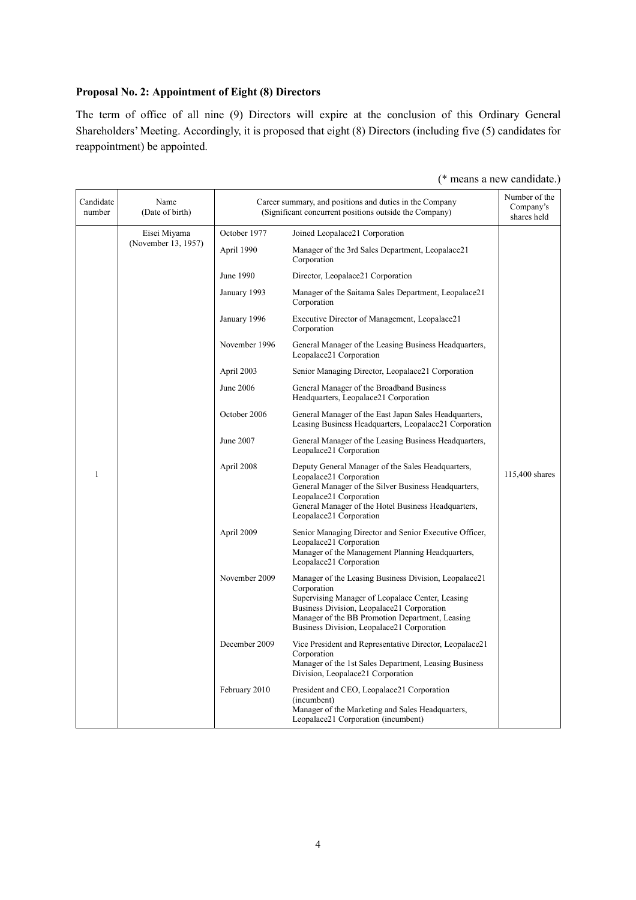### Proposal No. 2: Appointment of Eight (8) Directors

The term of office of all nine (9) Directors will expire at the conclusion of this Ordinary General Shareholders' Meeting. Accordingly, it is proposed that eight (8) Directors (including five (5) candidates for reappointment) be appointed.

(* means a new candidate.)

| Candidate number | Name (Date of birth) | Career summary, and positions and duties in the Company (Significant concurrent positions outside the Company) | | Number of the Company's shares held |
|---|---|---|---|---|
| 1 | Eisei Miyama (November 13, 1957) | October 1977 | Joined Leopalace21 Corporation | 115,400 shares |
| | | April 1990 | Manager of the 3rd Sales Department, Leopalace21 Corporation | |
| | | June 1990 | Director, Leopalace21 Corporation | |
| | | January 1993 | Manager of the Saitama Sales Department, Leopalace21 Corporation | |
| | | January 1996 | Executive Director of Management, Leopalace21 Corporation | |
| | | November 1996 | General Manager of the Leasing Business Headquarters, Leopalace21 Corporation | |
| | | April 2003 | Senior Managing Director, Leopalace21 Corporation | |
| | | June 2006 | General Manager of the Broadband Business Headquarters, Leopalace21 Corporation | |
| | | October 2006 | General Manager of the East Japan Sales Headquarters, Leasing Business Headquarters, Leopalace21 Corporation | |
| | | June 2007 | General Manager of the Leasing Business Headquarters, Leopalace21 Corporation | |
| | | April 2008 | Deputy General Manager of the Sales Headquarters, Leopalace21 Corporation<br>General Manager of the Silver Business Headquarters, Leopalace21 Corporation<br>General Manager of the Hotel Business Headquarters, Leopalace21 Corporation | |
| | | April 2009 | Senior Managing Director and Senior Executive Officer, Leopalace21 Corporation<br>Manager of the Management Planning Headquarters, Leopalace21 Corporation | |
| | | November 2009 | Manager of the Leasing Business Division, Leopalace21 Corporation<br>Supervising Manager of Leopalace Center, Leasing Business Division, Leopalace21 Corporation<br>Manager of the BB Promotion Department, Leasing Business Division, Leopalace21 Corporation | |
| | | December 2009 | Vice President and Representative Director, Leopalace21 Corporation<br>Manager of the 1st Sales Department, Leasing Business Division, Leopalace21 Corporation | |
| | | February 2010 | President and CEO, Leopalace21 Corporation (incumbent)<br>Manager of the Marketing and Sales Headquarters, Leopalace21 Corporation (incumbent) | |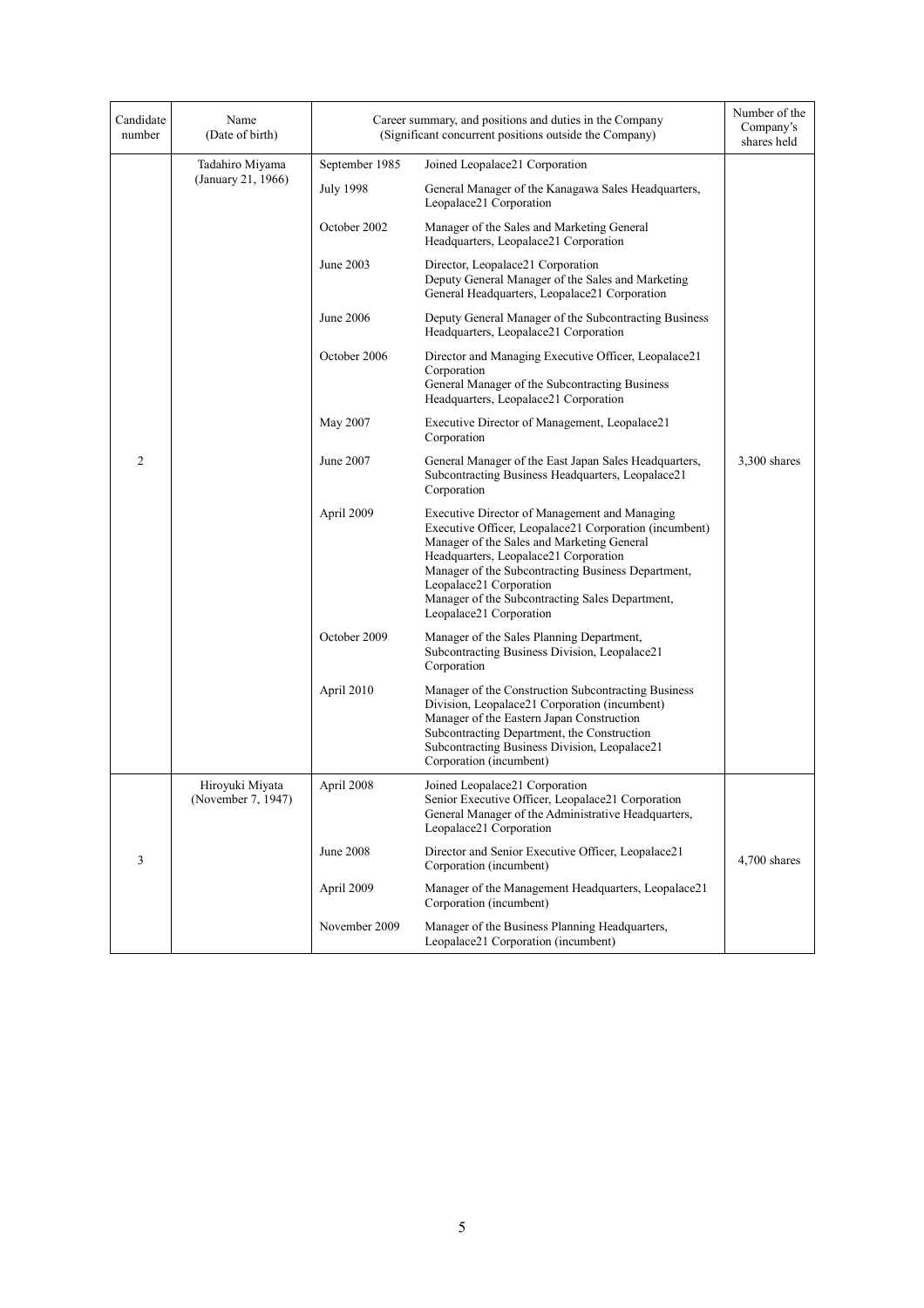| Candidate number | Name (Date of birth) | Career summary, and positions and duties in the Company (Significant concurrent positions outside the Company) | | Number of the Company's shares held |
|---|---|---|---|---|
| 2 | Tadahiro Miyama (January 21, 1966) | September 1985 | Joined Leopalace21 Corporation | 3,300 shares |
| | | July 1998 | General Manager of the Kanagawa Sales Headquarters, Leopalace21 Corporation | |
| | | October 2002 | Manager of the Sales and Marketing General Headquarters, Leopalace21 Corporation | |
| | | June 2003 | Director, Leopalace21 Corporation<br>Deputy General Manager of the Sales and Marketing General Headquarters, Leopalace21 Corporation | |
| | | June 2006 | Deputy General Manager of the Subcontracting Business Headquarters, Leopalace21 Corporation | |
| | | October 2006 | Director and Managing Executive Officer, Leopalace21 Corporation<br>General Manager of the Subcontracting Business Headquarters, Leopalace21 Corporation | |
| | | May 2007 | Executive Director of Management, Leopalace21 Corporation | |
| | | June 2007 | General Manager of the East Japan Sales Headquarters, Subcontracting Business Headquarters, Leopalace21 Corporation | |
| | | April 2009 | Executive Director of Management and Managing Executive Officer, Leopalace21 Corporation (incumbent)<br>Manager of the Sales and Marketing General Headquarters, Leopalace21 Corporation<br>Manager of the Subcontracting Business Department, Leopalace21 Corporation<br>Manager of the Subcontracting Sales Department, Leopalace21 Corporation | |
| | | October 2009 | Manager of the Sales Planning Department, Subcontracting Business Division, Leopalace21 Corporation | |
| | | April 2010 | Manager of the Construction Subcontracting Business Division, Leopalace21 Corporation (incumbent)<br>Manager of the Eastern Japan Construction Subcontracting Department, the Construction Subcontracting Business Division, Leopalace21 Corporation (incumbent) | |
| 3 | Hiroyuki Miyata (November 7, 1947) | April 2008 | Joined Leopalace21 Corporation<br>Senior Executive Officer, Leopalace21 Corporation<br>General Manager of the Administrative Headquarters, Leopalace21 Corporation | 4,700 shares |
| | | June 2008 | Director and Senior Executive Officer, Leopalace21 Corporation (incumbent) | |
| | | April 2009 | Manager of the Management Headquarters, Leopalace21 Corporation (incumbent) | |
| | | November 2009 | Manager of the Business Planning Headquarters, Leopalace21 Corporation (incumbent) | |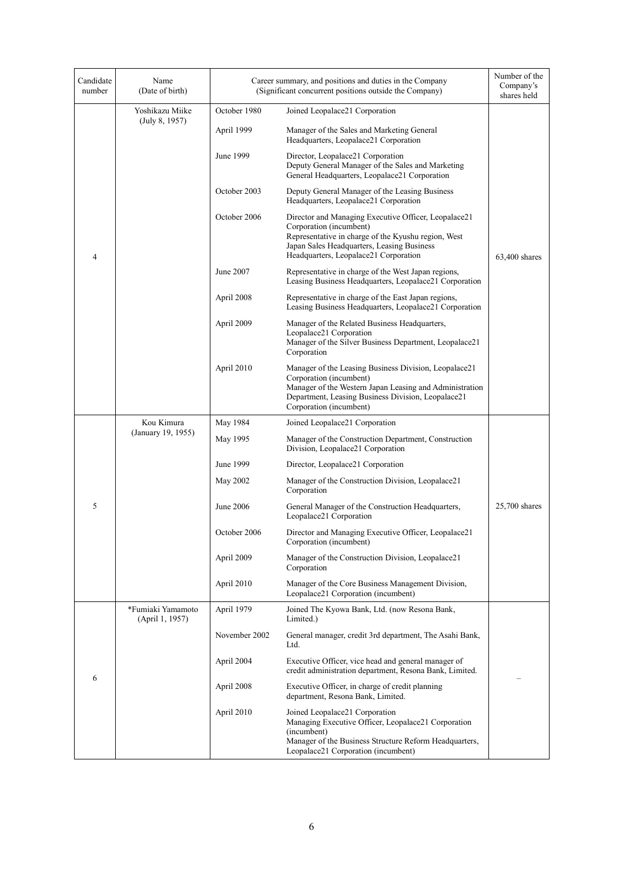| Candidate number | Name (Date of birth) | Career summary, and positions and duties in the Company (Significant concurrent positions outside the Company) | | Number of the Company's shares held |
|---|---|---|---|---|
| 4 | Yoshikazu Miike (July 8, 1957) | October 1980 | Joined Leopalace21 Corporation | 63,400 shares |
| | | April 1999 | Manager of the Sales and Marketing General Headquarters, Leopalace21 Corporation | |
| | | June 1999 | Director, Leopalace21 Corporation<br>Deputy General Manager of the Sales and Marketing General Headquarters, Leopalace21 Corporation | |
| | | October 2003 | Deputy General Manager of the Leasing Business Headquarters, Leopalace21 Corporation | |
| | | October 2006 | Director and Managing Executive Officer, Leopalace21 Corporation (incumbent)<br>Representative in charge of the Kyushu region, West Japan Sales Headquarters, Leasing Business Headquarters, Leopalace21 Corporation | |
| | | June 2007 | Representative in charge of the West Japan regions, Leasing Business Headquarters, Leopalace21 Corporation | |
| | | April 2008 | Representative in charge of the East Japan regions, Leasing Business Headquarters, Leopalace21 Corporation | |
| | | April 2009 | Manager of the Related Business Headquarters, Leopalace21 Corporation<br>Manager of the Silver Business Department, Leopalace21 Corporation | |
| | | April 2010 | Manager of the Leasing Business Division, Leopalace21 Corporation (incumbent)<br>Manager of the Western Japan Leasing and Administration Department, Leasing Business Division, Leopalace21 Corporation (incumbent) | |
| 5 | Kou Kimura (January 19, 1955) | May 1984 | Joined Leopalace21 Corporation | 25,700 shares |
| | | May 1995 | Manager of the Construction Department, Construction Division, Leopalace21 Corporation | |
| | | June 1999 | Director, Leopalace21 Corporation | |
| | | May 2002 | Manager of the Construction Division, Leopalace21 Corporation | |
| | | June 2006 | General Manager of the Construction Headquarters, Leopalace21 Corporation | |
| | | October 2006 | Director and Managing Executive Officer, Leopalace21 Corporation (incumbent) | |
| | | April 2009 | Manager of the Construction Division, Leopalace21 Corporation | |
| | | April 2010 | Manager of the Core Business Management Division, Leopalace21 Corporation (incumbent) | |
| 6 | *Fumiaki Yamamoto (April 1, 1957) | April 1979 | Joined The Kyowa Bank, Ltd. (now Resona Bank, Limited.) | – |
| | | November 2002 | General manager, credit 3rd department, The Asahi Bank, Ltd. | |
| | | April 2004 | Executive Officer, vice head and general manager of credit administration department, Resona Bank, Limited. | |
| | | April 2008 | Executive Officer, in charge of credit planning department, Resona Bank, Limited. | |
| | | April 2010 | Joined Leopalace21 Corporation<br>Managing Executive Officer, Leopalace21 Corporation (incumbent)<br>Manager of the Business Structure Reform Headquarters, Leopalace21 Corporation (incumbent) | |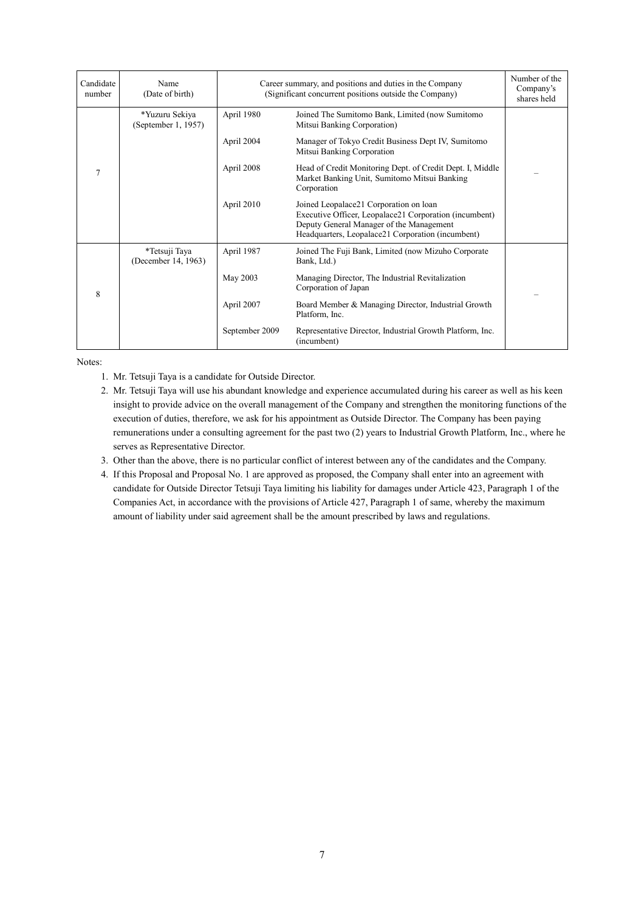| Candidate number | Name (Date of birth) | Career summary, and positions and duties in the Company (Significant concurrent positions outside the Company) | | Number of the Company's shares held |
|---|---|---|---|---|
| 7 | *Yuzuru Sekiya (September 1, 1957) | April 1980 | Joined The Sumitomo Bank, Limited (now Sumitomo Mitsui Banking Corporation) | – |
| | | April 2004 | Manager of Tokyo Credit Business Dept IV, Sumitomo Mitsui Banking Corporation | |
| | | April 2008 | Head of Credit Monitoring Dept. of Credit Dept. I, Middle Market Banking Unit, Sumitomo Mitsui Banking Corporation | |
| | | April 2010 | Joined Leopalace21 Corporation on loan<br>Executive Officer, Leopalace21 Corporation (incumbent)<br>Deputy General Manager of the Management Headquarters, Leopalace21 Corporation (incumbent) | |
| 8 | *Tetsuji Taya (December 14, 1963) | April 1987 | Joined The Fuji Bank, Limited (now Mizuho Corporate Bank, Ltd.) | – |
| | | May 2003 | Managing Director, The Industrial Revitalization Corporation of Japan | |
| | | April 2007 | Board Member & Managing Director, Industrial Growth Platform, Inc. | |
| | | September 2009 | Representative Director, Industrial Growth Platform, Inc. (incumbent) | |

Notes:

1. Mr. Tetsuji Taya is a candidate for Outside Director.
2. Mr. Tetsuji Taya will use his abundant knowledge and experience accumulated during his career as well as his keen insight to provide advice on the overall management of the Company and strengthen the monitoring functions of the execution of duties, therefore, we ask for his appointment as Outside Director. The Company has been paying remunerations under a consulting agreement for the past two (2) years to Industrial Growth Platform, Inc., where he serves as Representative Director.
3. Other than the above, there is no particular conflict of interest between any of the candidates and the Company.
4. If this Proposal and Proposal No. 1 are approved as proposed, the Company shall enter into an agreement with candidate for Outside Director Tetsuji Taya limiting his liability for damages under Article 423, Paragraph 1 of the Companies Act, in accordance with the provisions of Article 427, Paragraph 1 of same, whereby the maximum amount of liability under said agreement shall be the amount prescribed by laws and regulations.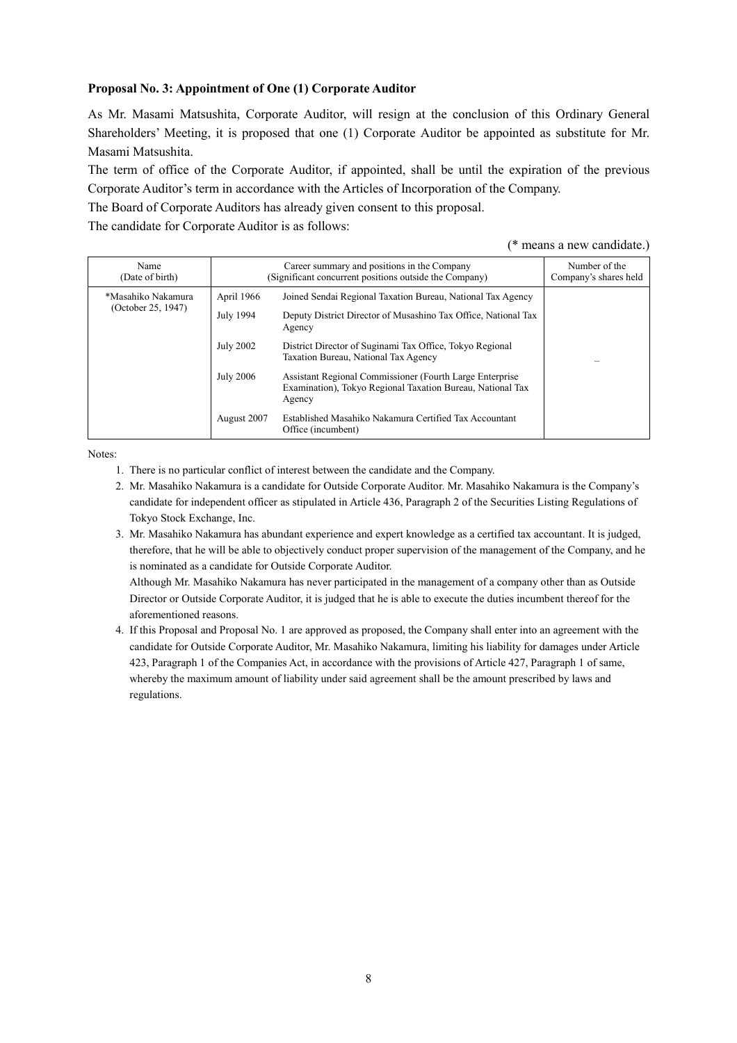**Proposal No. 3: Appointment of One (1) Corporate Auditor**

As Mr. Masami Matsushita, Corporate Auditor, will resign at the conclusion of this Ordinary General Shareholders' Meeting, it is proposed that one (1) Corporate Auditor be appointed as substitute for Mr. Masami Matsushita.

The term of office of the Corporate Auditor, if appointed, shall be until the expiration of the previous Corporate Auditor's term in accordance with the Articles of Incorporation of the Company.

The Board of Corporate Auditors has already given consent to this proposal.

The candidate for Corporate Auditor is as follows:

(* means a new candidate.)

| Name (Date of birth) | Career summary and positions in the Company (Significant concurrent positions outside the Company) | | Number of the Company's shares held |
|---|---|---|---|
| *Masahiko Nakamura (October 25, 1947) | April 1966 | Joined Sendai Regional Taxation Bureau, National Tax Agency | – |
| | July 1994 | Deputy District Director of Musashino Tax Office, National Tax Agency | |
| | July 2002 | District Director of Suginami Tax Office, Tokyo Regional Taxation Bureau, National Tax Agency | |
| | July 2006 | Assistant Regional Commissioner (Fourth Large Enterprise Examination), Tokyo Regional Taxation Bureau, National Tax Agency | |
| | August 2007 | Established Masahiko Nakamura Certified Tax Accountant Office (incumbent) | |

Notes:

1. There is no particular conflict of interest between the candidate and the Company.
2. Mr. Masahiko Nakamura is a candidate for Outside Corporate Auditor. Mr. Masahiko Nakamura is the Company's candidate for independent officer as stipulated in Article 436, Paragraph 2 of the Securities Listing Regulations of Tokyo Stock Exchange, Inc.
3. Mr. Masahiko Nakamura has abundant experience and expert knowledge as a certified tax accountant. It is judged, therefore, that he will be able to objectively conduct proper supervision of the management of the Company, and he is nominated as a candidate for Outside Corporate Auditor.
   Although Mr. Masahiko Nakamura has never participated in the management of a company other than as Outside Director or Outside Corporate Auditor, it is judged that he is able to execute the duties incumbent thereof for the aforementioned reasons.
4. If this Proposal and Proposal No. 1 are approved as proposed, the Company shall enter into an agreement with the candidate for Outside Corporate Auditor, Mr. Masahiko Nakamura, limiting his liability for damages under Article 423, Paragraph 1 of the Companies Act, in accordance with the provisions of Article 427, Paragraph 1 of same, whereby the maximum amount of liability under said agreement shall be the amount prescribed by laws and regulations.